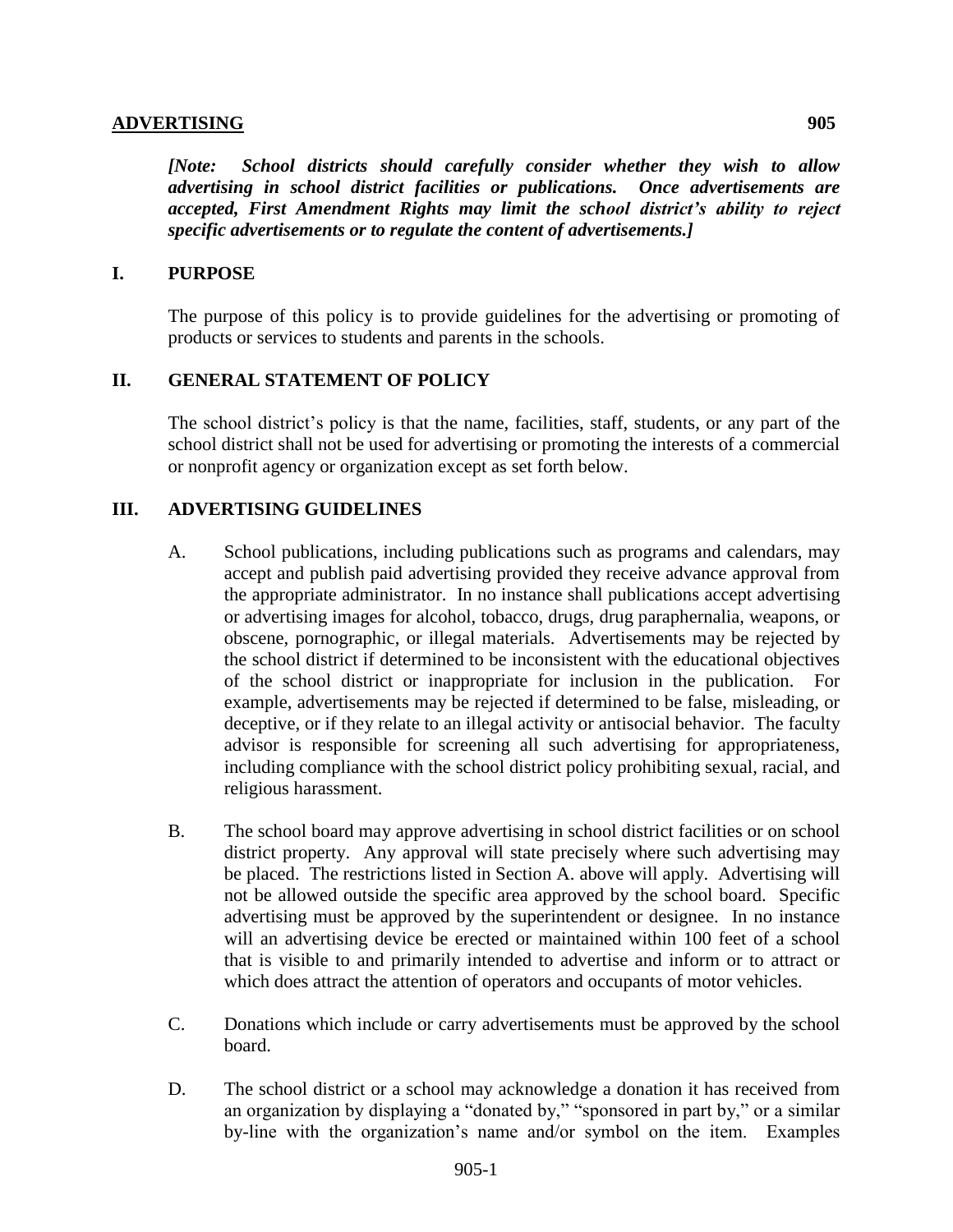## ADVERTISING 905

***[Note: School districts should carefully consider whether they wish to allow advertising in school district facilities or publications. Once advertisements are accepted, First Amendment Rights may limit the school district's ability to reject specific advertisements or to regulate the content of advertisements.]***

### I. PURPOSE

The purpose of this policy is to provide guidelines for the advertising or promoting of products or services to students and parents in the schools.

### II. GENERAL STATEMENT OF POLICY

The school district's policy is that the name, facilities, staff, students, or any part of the school district shall not be used for advertising or promoting the interests of a commercial or nonprofit agency or organization except as set forth below.

### III. ADVERTISING GUIDELINES

A. School publications, including publications such as programs and calendars, may accept and publish paid advertising provided they receive advance approval from the appropriate administrator. In no instance shall publications accept advertising or advertising images for alcohol, tobacco, drugs, drug paraphernalia, weapons, or obscene, pornographic, or illegal materials. Advertisements may be rejected by the school district if determined to be inconsistent with the educational objectives of the school district or inappropriate for inclusion in the publication. For example, advertisements may be rejected if determined to be false, misleading, or deceptive, or if they relate to an illegal activity or antisocial behavior. The faculty advisor is responsible for screening all such advertising for appropriateness, including compliance with the school district policy prohibiting sexual, racial, and religious harassment.

B. The school board may approve advertising in school district facilities or on school district property. Any approval will state precisely where such advertising may be placed. The restrictions listed in Section A. above will apply. Advertising will not be allowed outside the specific area approved by the school board. Specific advertising must be approved by the superintendent or designee. In no instance will an advertising device be erected or maintained within 100 feet of a school that is visible to and primarily intended to advertise and inform or to attract or which does attract the attention of operators and occupants of motor vehicles.

C. Donations which include or carry advertisements must be approved by the school board.

D. The school district or a school may acknowledge a donation it has received from an organization by displaying a "donated by," "sponsored in part by," or a similar by-line with the organization's name and/or symbol on the item. Examples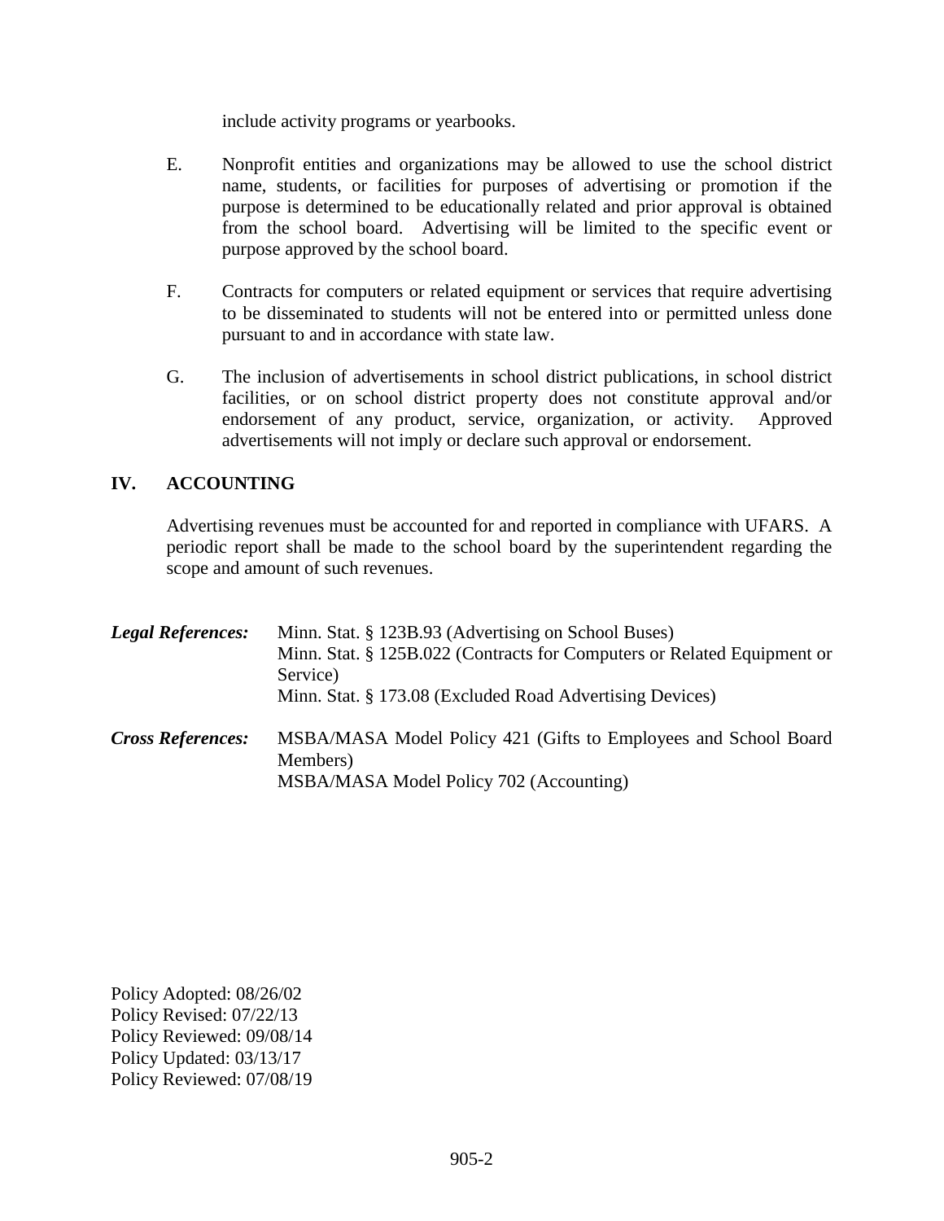include activity programs or yearbooks.

E. Nonprofit entities and organizations may be allowed to use the school district name, students, or facilities for purposes of advertising or promotion if the purpose is determined to be educationally related and prior approval is obtained from the school board. Advertising will be limited to the specific event or purpose approved by the school board.

F. Contracts for computers or related equipment or services that require advertising to be disseminated to students will not be entered into or permitted unless done pursuant to and in accordance with state law.

G. The inclusion of advertisements in school district publications, in school district facilities, or on school district property does not constitute approval and/or endorsement of any product, service, organization, or activity. Approved advertisements will not imply or declare such approval or endorsement.

## IV. ACCOUNTING

Advertising revenues must be accounted for and reported in compliance with UFARS. A periodic report shall be made to the school board by the superintendent regarding the scope and amount of such revenues.

***Legal References:***
Minn. Stat. § 123B.93 (Advertising on School Buses)
Minn. Stat. § 125B.022 (Contracts for Computers or Related Equipment or Service)
Minn. Stat. § 173.08 (Excluded Road Advertising Devices)

***Cross References:***
MSBA/MASA Model Policy 421 (Gifts to Employees and School Board Members)
MSBA/MASA Model Policy 702 (Accounting)

Policy Adopted: 08/26/02
Policy Revised: 07/22/13
Policy Reviewed: 09/08/14
Policy Updated: 03/13/17
Policy Reviewed: 07/08/19